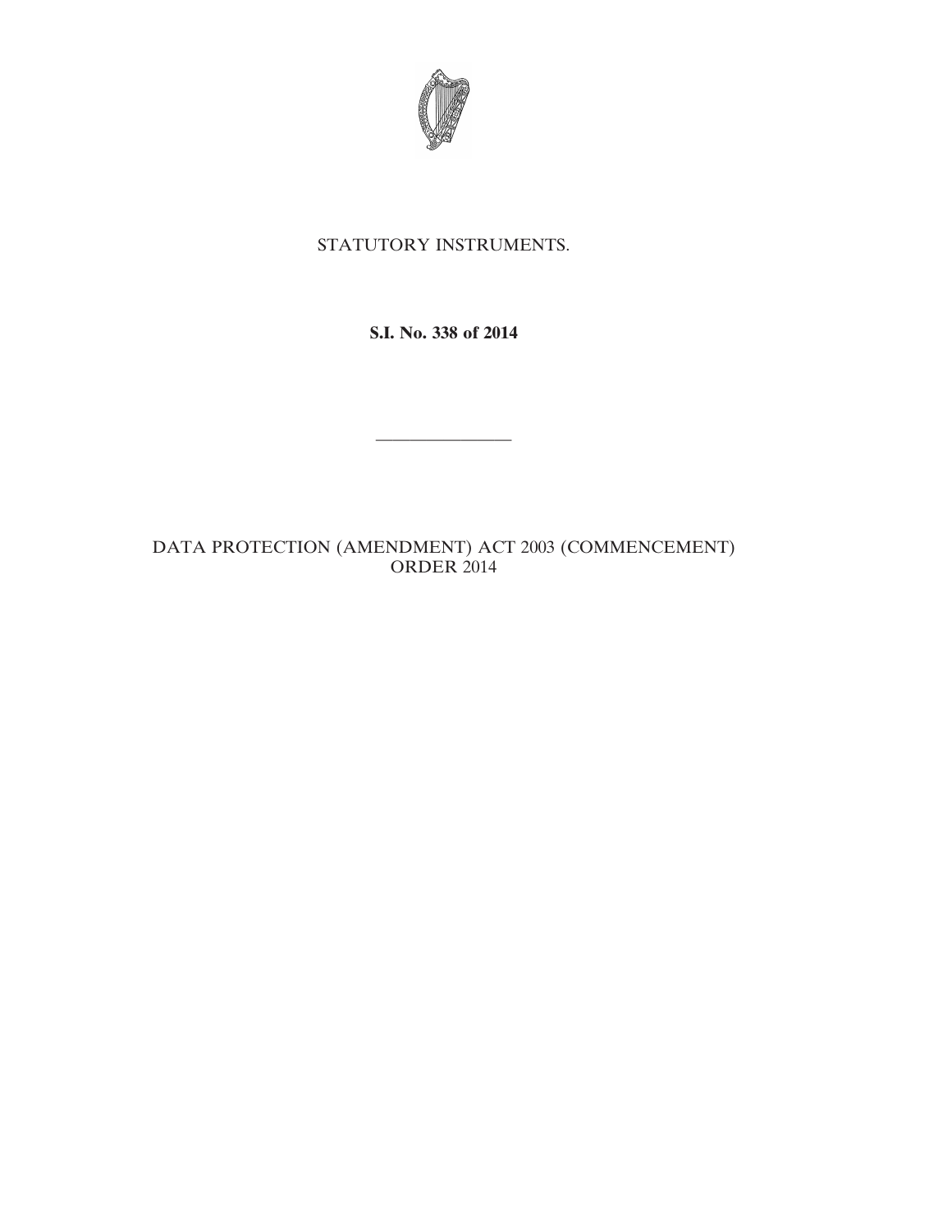STATUTORY INSTRUMENTS.

**S.I. No. 338 of 2014**

---

DATA PROTECTION (AMENDMENT) ACT 2003 (COMMENCEMENT) ORDER 2014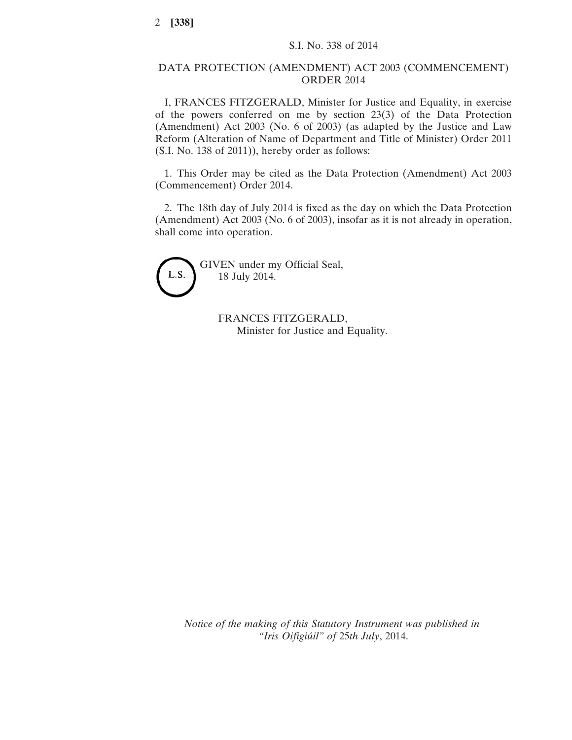S.I. No. 338 of 2014

# DATA PROTECTION (AMENDMENT) ACT 2003 (COMMENCEMENT) ORDER 2014

I, FRANCES FITZGERALD, Minister for Justice and Equality, in exercise of the powers conferred on me by section 23(3) of the Data Protection (Amendment) Act 2003 (No. 6 of 2003) (as adapted by the Justice and Law Reform (Alteration of Name of Department and Title of Minister) Order 2011 (S.I. No. 138 of 2011)), hereby order as follows:

1. This Order may be cited as the Data Protection (Amendment) Act 2003 (Commencement) Order 2014.

2. The 18th day of July 2014 is fixed as the day on which the Data Protection (Amendment) Act 2003 (No. 6 of 2003), insofar as it is not already in operation, shall come into operation.

L.S.

GIVEN under my Official Seal,
18 July 2014.

FRANCES FITZGERALD,
Minister for Justice and Equality.

*Notice of the making of this Statutory Instrument was published in "Iris Oifigiúil" of 25th July*, 2014.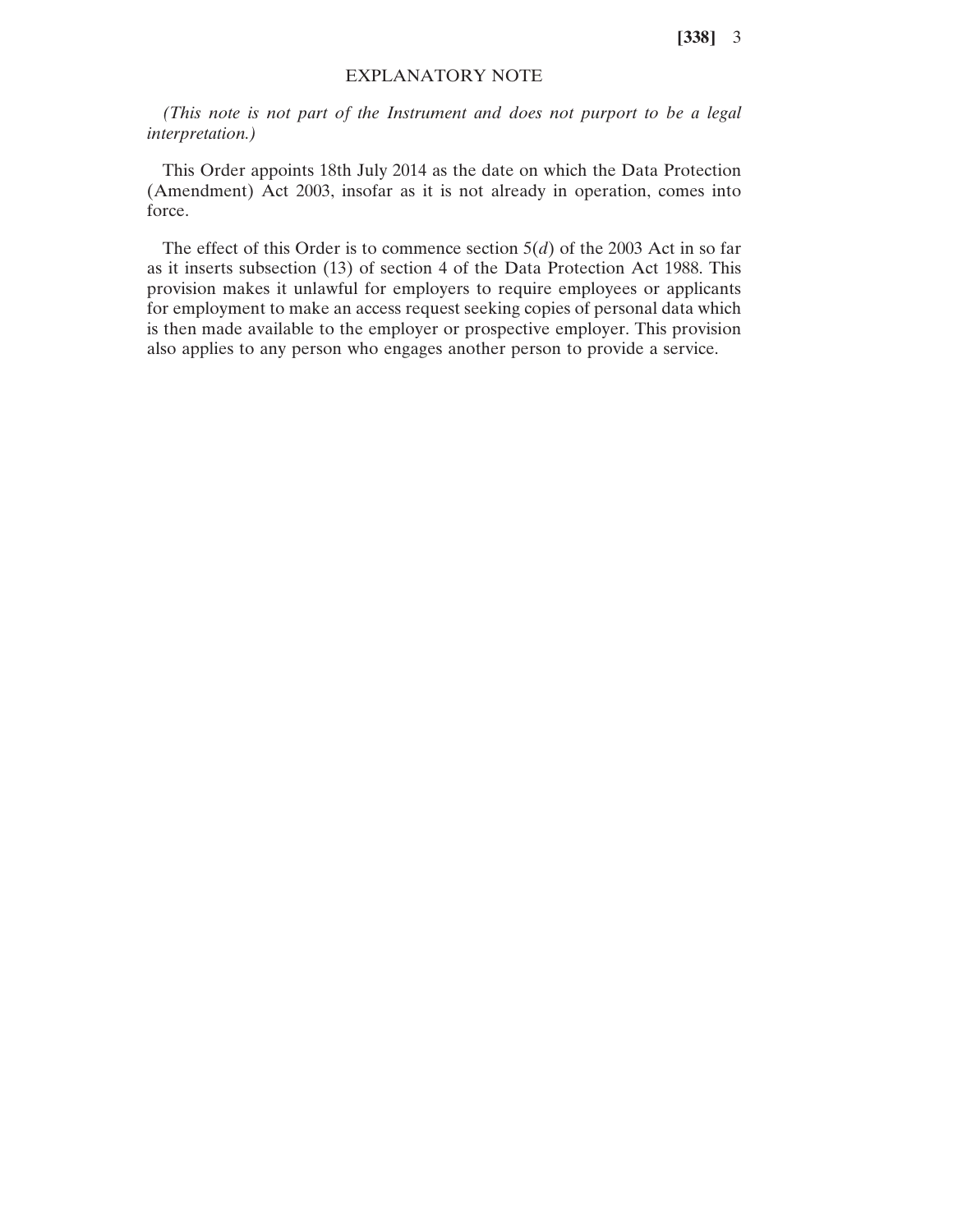## EXPLANATORY NOTE

*(This note is not part of the Instrument and does not purport to be a legal interpretation.)*

This Order appoints 18th July 2014 as the date on which the Data Protection (Amendment) Act 2003, insofar as it is not already in operation, comes into force.

The effect of this Order is to commence section 5(*d*) of the 2003 Act in so far as it inserts subsection (13) of section 4 of the Data Protection Act 1988. This provision makes it unlawful for employers to require employees or applicants for employment to make an access request seeking copies of personal data which is then made available to the employer or prospective employer. This provision also applies to any person who engages another person to provide a service.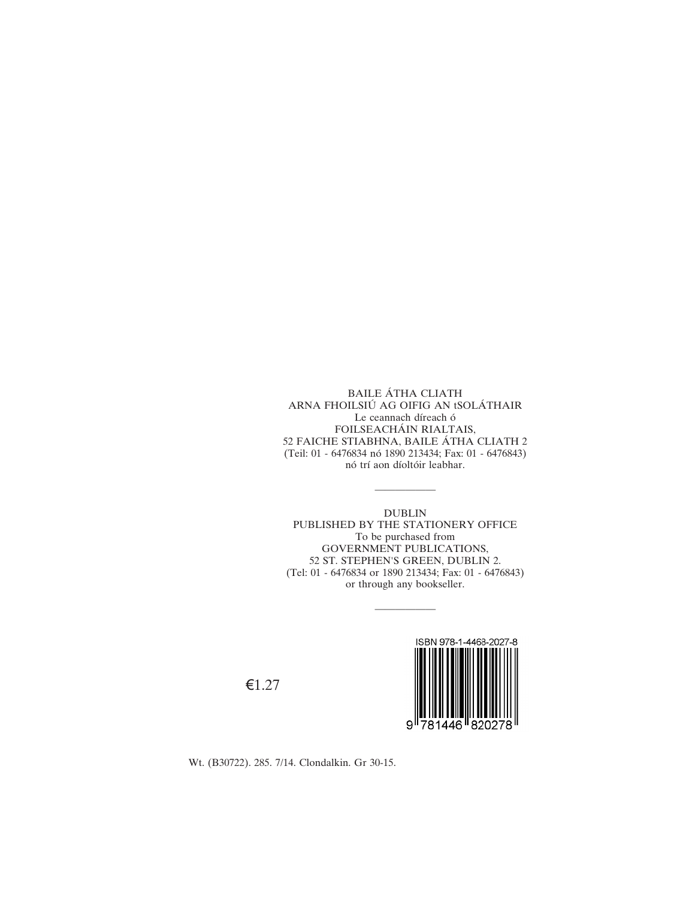BAILE ÁTHA CLIATH
ARNA FHOILSIÚ AG OIFIG AN tSOLÁTHAIR
Le ceannach díreach ó
FOILSEACHÁIN RIALTAIS,
52 FAICHE STIABHNA, BAILE ÁTHA CLIATH 2
(Teil: 01 - 6476834 nó 1890 213434; Fax: 01 - 6476843)
nó trí aon díoltóir leabhar.

---

DUBLIN
PUBLISHED BY THE STATIONERY OFFICE
To be purchased from
GOVERNMENT PUBLICATIONS,
52 ST. STEPHEN'S GREEN, DUBLIN 2.
(Tel: 01 - 6476834 or 1890 213434; Fax: 01 - 6476843)
or through any bookseller.

---

€1.27

ISBN 978-1-4468-2027-8

9 781446 820278

Wt. (B30722). 285. 7/14. Clondalkin. Gr 30-15.